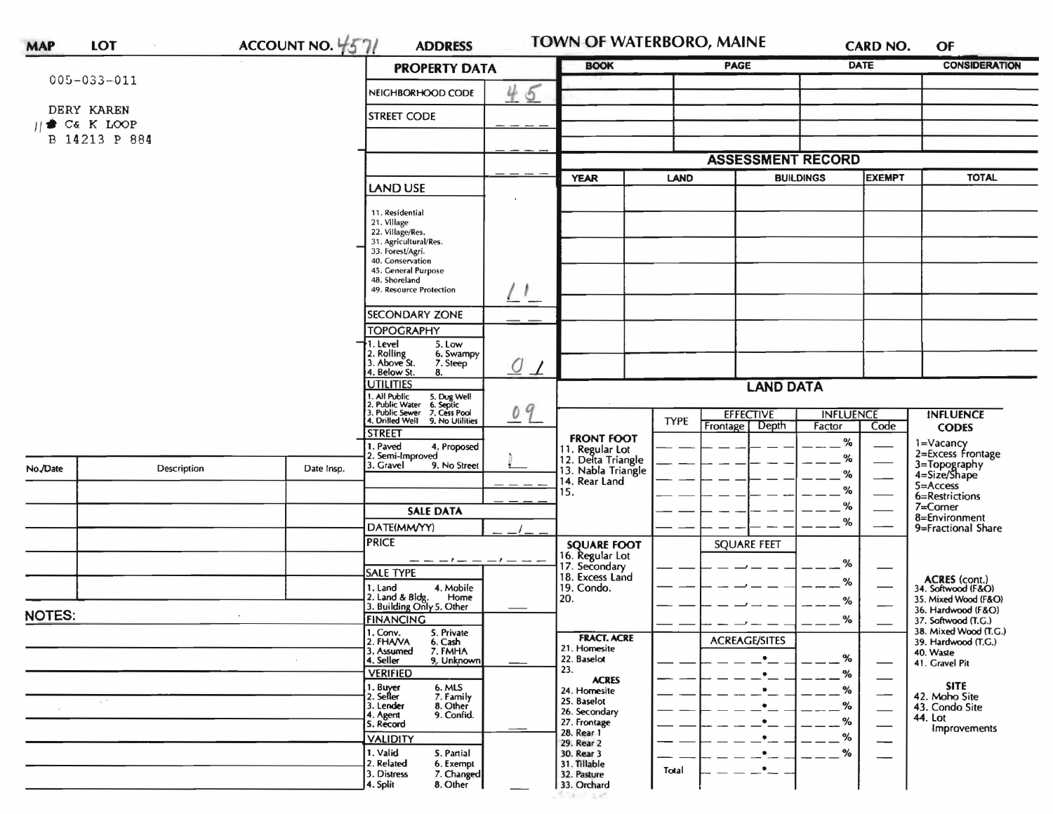MAP LOT ACCOUNT NO. 4571 ADDRESS **TOWN OF WATERBORO, MAINE** CARD NO. OF

005-033-011

DERY KAREN
11 C& K LOOP
B 14213 P 884

## PROPERTY DATA

| | |
|---|---|
| NEIGHBORHOOD CODE | 45 |
| STREET CODE | |
| | |
| | |

**LAND USE**

11. Residential
21. Village
22. Village/Res.
31. Agricultural/Res.
33. Forest/Agri.
40. Conservation
45. General Purpose
48. Shoreland
49. Resource Protection

Land use: 11

**SECONDARY ZONE**

**TOPOGRAPHY**

1. Level 5. Low
2. Rolling 6. Swampy
3. Above St. 7. Steep
4. Below St. 8.

Topography: 01

**UTILITIES**

1. All Public 5. Dug Well
2. Public Water 6. Septic
3. Public Sewer 7. Cess Pool
4. Drilled Well 9. No Utilities

Utilities: 09

**STREET**

1. Paved 4. Proposed
2. Semi-Improved
3. Gravel 9. No Street

Street: 1

**SALE DATA**

DATE(MM/YY) __/__

PRICE

SALE TYPE

1. Land 4. Mobile Home
2. Land & Bldg.
3. Building Only 5. Other

FINANCING

1. Conv. 5. Private
2. FHA/VA 6. Cash
3. Assumed 7. FMHA
4. Seller 9. Unknown

VERIFIED

1. Buyer 6. MLS
2. Seller 7. Family
3. Lender 8. Other
4. Agent 9. Confid.
5. Record

VALIDITY

1. Valid 5. Partial
2. Related 6. Exempt
3. Distress 7. Changed
4. Split 8. Other

| BOOK | PAGE | DATE | CONSIDERATION |
|---|---|---|---|
| | | | |
| | | | |
| | | | |
| | | | |
| | | | |

## ASSESSMENT RECORD

| YEAR | LAND | BUILDINGS | EXEMPT | TOTAL |
|---|---|---|---|---|
| | | | | |
| | | | | |
| | | | | |
| | | | | |
| | | | | |
| | | | | |
| | | | | |

## LAND DATA

| | TYPE | EFFECTIVE Frontage | EFFECTIVE Depth | INFLUENCE Factor | INFLUENCE Code |
|---|---|---|---|---|---|
| **FRONT FOOT** 11. Regular Lot | | | | % | |
| 12. Delta Triangle | | | | % | |
| 13. Nabla Triangle | | | | % | |
| 14. Rear Land | | | | % | |
| 15. | | | | % | |
| | | | | % | |
| **SQUARE FOOT** 16. Regular Lot | | SQUARE FEET | | % | |
| 17. Secondary | | | | % | |
| 18. Excess Land | | | | % | |
| 19. Condo. | | | | % | |
| 20. | | | | | |
| **FRACT. ACRE** 21. Homesite | | ACREAGE/SITES | | % | |
| 22. Baselot | | | | % | |
| 23. | | | | % | |
| **ACRES** 24. Homesite | | | | % | |
| 25. Baselot | | | | % | |
| 26. Secondary | | | | % | |
| 27. Frontage | | | | % | |
| 28. Rear 1 | | | | | |
| 29. Rear 2 | | | | | |
| 30. Rear 3 | | | | | |
| 31. Tillable | Total | | | | |
| 32. Pasture | | | | | |
| 33. Orchard | | | | | |

**INFLUENCE CODES**

1=Vacancy
2=Excess Frontage
3=Topography
4=Size/Shape
5=Access
6=Restrictions
7=Corner
8=Environment
9=Fractional Share

**ACRES** (cont.)
34. Softwood (F&O)
35. Mixed Wood (F&O)
36. Hardwood (F&O)
37. Softwood (T.G.)
38. Mixed Wood (T.G.)
39. Hardwood (T.G.)
40. Waste
41. Gravel Pit

**SITE**
42. Moho Site
43. Condo Site
44. Lot Improvements

| No./Date | Description | Date Insp. |
|---|---|---|
| | | |
| | | |
| | | |
| | | |
| | | |

**NOTES:**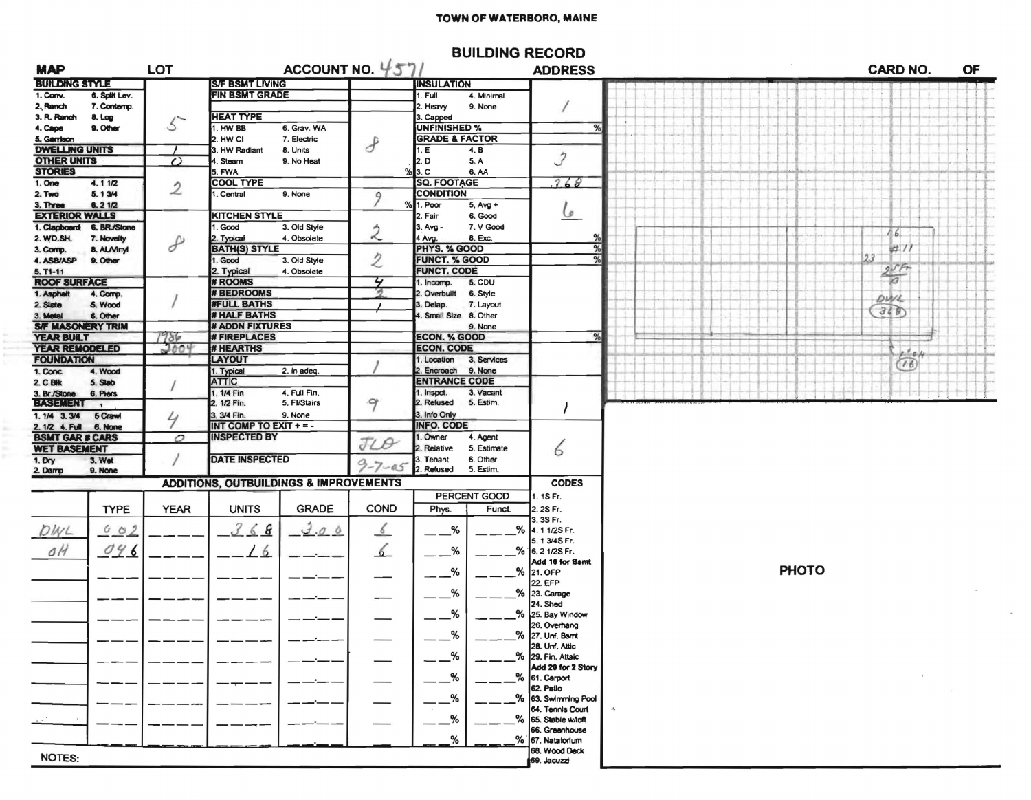# TOWN OF WATERBORO, MAINE

## BUILDING RECORD

**MAP** | **LOT** | **ACCOUNT NO.** 4571 | **ADDRESS** | **CARD NO.** | **OF**

| Field | Value | Field | Value | Field | Value |
|---|---|---|---|---|---|
| **BUILDING STYLE** 1. Conv. 6. Split Lev. 2. Ranch 7. Contemp. 3. R. Ranch 8. Log 4. Cape 9. Other 5. Garrison | 5 | **S/F BSMT LIVING** | | **INSULATION** 1. Full 4. Minimal 2. Heavy 9. None 3. Capped | 1 |
| | | **FIN BSMT GRADE** | | | |
| **DWELLING UNITS** | 1 | **HEAT TYPE** 1. HW BB 6. Grav. WA 2. HW CI 7. Electric 3. HW Radiant 8. Units 4. Steam 9. No Heat 5. FWA | 8 % | **UNFINISHED %** | % |
| **OTHER UNITS** | 0 | | | **GRADE & FACTOR** 1. E 4. B 2. D 5. A 3. C 6. AA | 3 |
| **STORIES** 1. One 4. 1 1/2 2. Two 5. 1 3/4 3. Three 6. 2 1/2 | 2 | **COOL TYPE** 1. Central 9. None | 9 % | **SQ. FOOTAGE** | 368 |
| **EXTERIOR WALLS** 1. Clapboard 6. BR./Stone 2. WD.SH. 7. Novelty 3. Comp. 8. AL/Vinyl 4. ASB/ASP 9. Other 5. T1-11 | 8 | **KITCHEN STYLE** 1. Good 3. Old Style 2. Typical 4. Obsolete | 2 | **CONDITION** 1. Poor 5. Avg + 2. Fair 6. Good 3. Avg - 7. V Good 4 Avg. 8. Exc. | 6 |
| | | **BATH(S) STYLE** 1. Good 3. Old Style 2. Typical 4. Obsolete | 2 | **PHYS. % GOOD** | % |
| | | | | **FUNCT. % GOOD** | % |
| **ROOF SURFACE** 1. Asphalt 4. Comp. 2. Slate 5. Wood 3. Metal 6. Other | 1 | **# ROOMS** | 4 | **FUNCT. CODE** 1. Incomp. 5. CDU 2. Overbuilt 6. Style 3. Delap. 7. Layout 4. Small Size 8. Other 9. None | |
| | | **# BEDROOMS** | 2 | | |
| | | **#FULL BATHS** | 1 | | |
| | | **# HALF BATHS** | | | |
| **S/F MASONERY TRIM** | | **# ADDN FIXTURES** | | | |
| **YEAR BUILT** | 1986 | **# FIREPLACES** | | **ECON. % GOOD** | % |
| **YEAR REMODELED** | 2004 | **# HEARTHS** | | **ECON. CODE** 1. Location 3. Services 2. Encroach 9. None | |
| **FOUNDATION** 1. Conc. 4. Wood 2. C Blk 5. Slab 3. Br./Stone 6. Piers | 1 | **LAYOUT** 1. Typical 2. In adeq. | 1 | | |
| | | **ATTIC** 1. 1/4 Fin 4. Full Fin. 2. 1/2 Fin. 5. Fl/Stairs 3. 3/4 Fin. 9. None | 9 | **ENTRANCE CODE** 1. Inspct. 3. Vacant 2. Refused 5. Estim. 3. Info Only | 1 |
| **BASEMENT** 1. 1/4 3. 3/4 5 Crawl 2. 1/2 4. Full 6. None | 4 | **INT COMP TO EXIT + = -** | | **INFO. CODE** 1. Owner 4. Agent 2. Relative 5. Estimate 3. Tenant 6. Other 2. Refused 5. Estim. | 6 |
| **BSMT GAR # CARS** | 0 | **INSPECTED BY** | JLO | | |
| **WET BASEMENT** 1. Dry 3. Wet 2. Damp 9. None | 1 | **DATE INSPECTED** | 9-7-05 | | |

Sketch notes: 16; #11; 23; 25 Ft; DWL 368; OH 16

## ADDITIONS, OUTBUILDINGS & IMPROVEMENTS

| | TYPE | YEAR | UNITS | GRADE | COND | PERCENT GOOD Phys. | PERCENT GOOD Funct. |
|---|---|---|---|---|---|---|---|
| DWL | 002 | | 368 | 3.00 | 6 | % | % |
| OH | 046 | | 16 | | 6 | % | % |
| | | | | | | % | % |
| | | | | | | % | % |
| | | | | | | % | % |
| | | | | | | % | % |
| | | | | | | % | % |
| | | | | | | % | % |
| | | | | | | % | % |
| | | | | | | % | % |

**CODES**
1. 1S Fr.
2. 2S Fr.
3. 3S Fr.
4. 1 1/2S Fr.
5. 1 3/4S Fr.
6. 2 1/2S Fr.

**Add 10 for Bsmt**
21. OFP
22. EFP
23. Garage
24. Shed
25. Bay Window
26. Overhang
27. Unf. Bsmt
28. Unf. Attic
29. Fin. Attaic

**Add 20 for 2 Story**
61. Carport
62. Patio
63. Swimming Pool
64. Tennis Court
65. Stable w/loft
66. Greenhouse
67. Natatorium
68. Wood Deck
69. Jacuzzi

**PHOTO**

NOTES: